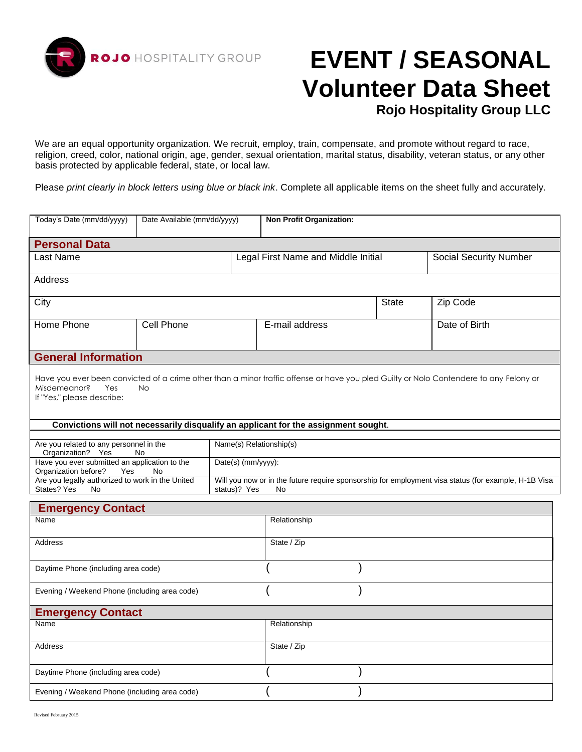ROJO HOSPITALITY GROUP

# EVENT / SEASONAL Volunteer Data Sheet

**Rojo Hospitality Group LLC**

We are an equal opportunity organization. We recruit, employ, train, compensate, and promote without regard to race, religion, creed, color, national origin, age, gender, sexual orientation, marital status, disability, veteran status, or any other basis protected by applicable federal, state, or local law.

Please *print clearly in block letters using blue or black ink*. Complete all applicable items on the sheet fully and accurately.

| Today's Date (mm/dd/yyyy) | Date Available (mm/dd/yyyy) | **Non Profit Organization:** |
|---|---|---|
| | | |

## Personal Data

| Last Name | Legal First Name and Middle Initial | Social Security Number |
|---|---|---|
| | | |

| Address | | |
|---|---|---|
| City | State | Zip Code |

| Home Phone | Cell Phone | E-mail address | Date of Birth |
|---|---|---|---|
| | | | |

## General Information

Have you ever been convicted of a crime other than a minor traffic offense or have you pled Guilty or Nolo Contendere to any Felony or Misdemeanor? Yes No

If "Yes," please describe:

**Convictions will not necessarily disqualify an applicant for the assignment sought.**

| | |
|---|---|
| Are you related to any personnel in the Organization? Yes No | Name(s) Relationship(s) |
| Have you ever submitted an application to the Organization before? Yes No | Date(s) (mm/yyyy): |
| Are you legally authorized to work in the United States? Yes No | Will you now or in the future require sponsorship for employment visa status (for example, H-1B Visa status)? Yes No |

## Emergency Contact

| Name | Relationship |
|---|---|
| Address | State / Zip |
| Daytime Phone (including area code) | ( ) |
| Evening / Weekend Phone (including area code) | ( ) |

## Emergency Contact

| Name | Relationship |
|---|---|
| Address | State / Zip |
| Daytime Phone (including area code) | ( ) |
| Evening / Weekend Phone (including area code) | ( ) |

Revised February 2015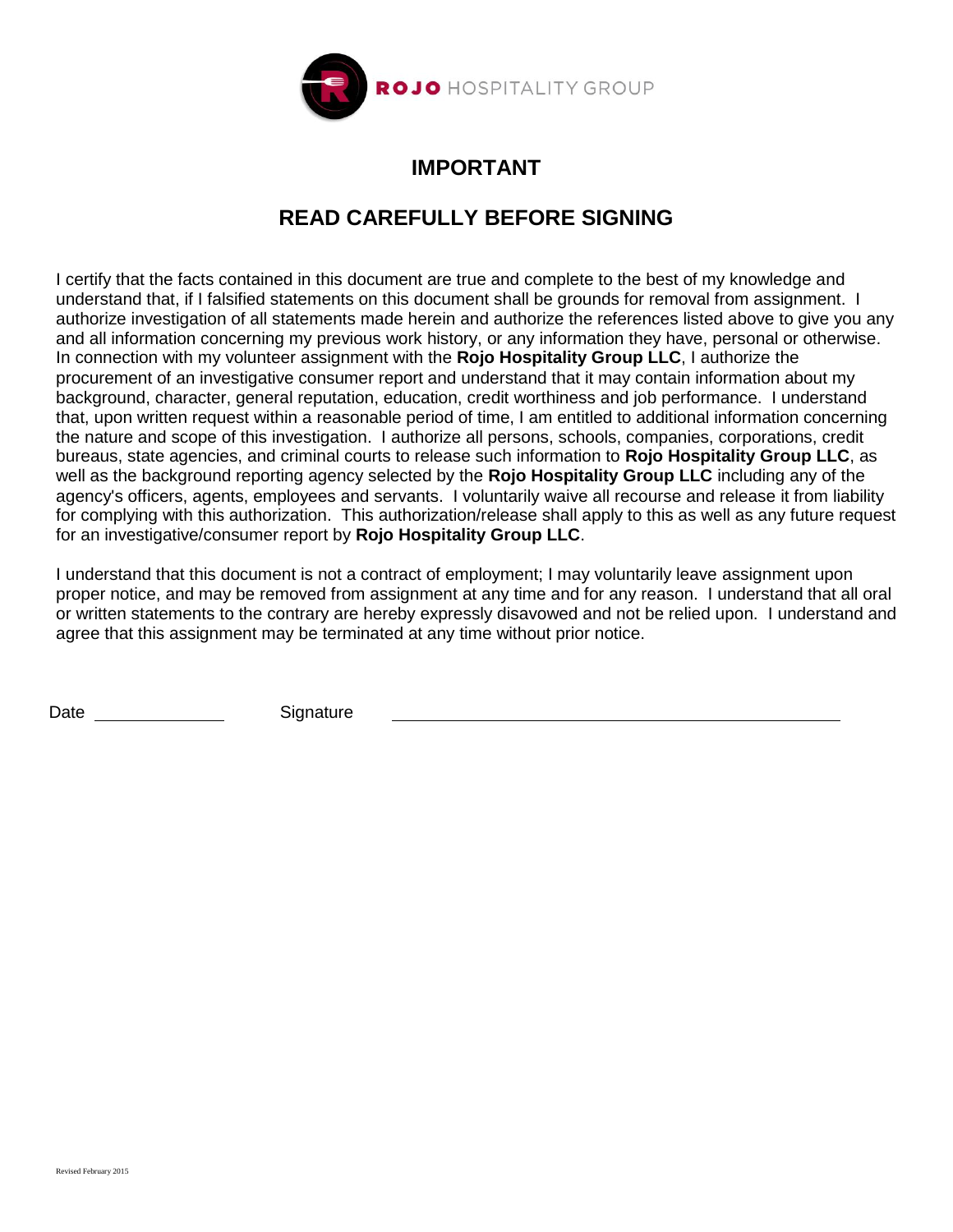ROJO HOSPITALITY GROUP

# IMPORTANT

## READ CAREFULLY BEFORE SIGNING

I certify that the facts contained in this document are true and complete to the best of my knowledge and understand that, if I falsified statements on this document shall be grounds for removal from assignment. I authorize investigation of all statements made herein and authorize the references listed above to give you any and all information concerning my previous work history, or any information they have, personal or otherwise. In connection with my volunteer assignment with the **Rojo Hospitality Group LLC**, I authorize the procurement of an investigative consumer report and understand that it may contain information about my background, character, general reputation, education, credit worthiness and job performance. I understand that, upon written request within a reasonable period of time, I am entitled to additional information concerning the nature and scope of this investigation. I authorize all persons, schools, companies, corporations, credit bureaus, state agencies, and criminal courts to release such information to **Rojo Hospitality Group LLC**, as well as the background reporting agency selected by the **Rojo Hospitality Group LLC** including any of the agency's officers, agents, employees and servants. I voluntarily waive all recourse and release it from liability for complying with this authorization. This authorization/release shall apply to this as well as any future request for an investigative/consumer report by **Rojo Hospitality Group LLC**.

I understand that this document is not a contract of employment; I may voluntarily leave assignment upon proper notice, and may be removed from assignment at any time and for any reason. I understand that all oral or written statements to the contrary are hereby expressly disavowed and not be relied upon. I understand and agree that this assignment may be terminated at any time without prior notice.

Date ______________ Signature ________________________________________

Revised February 2015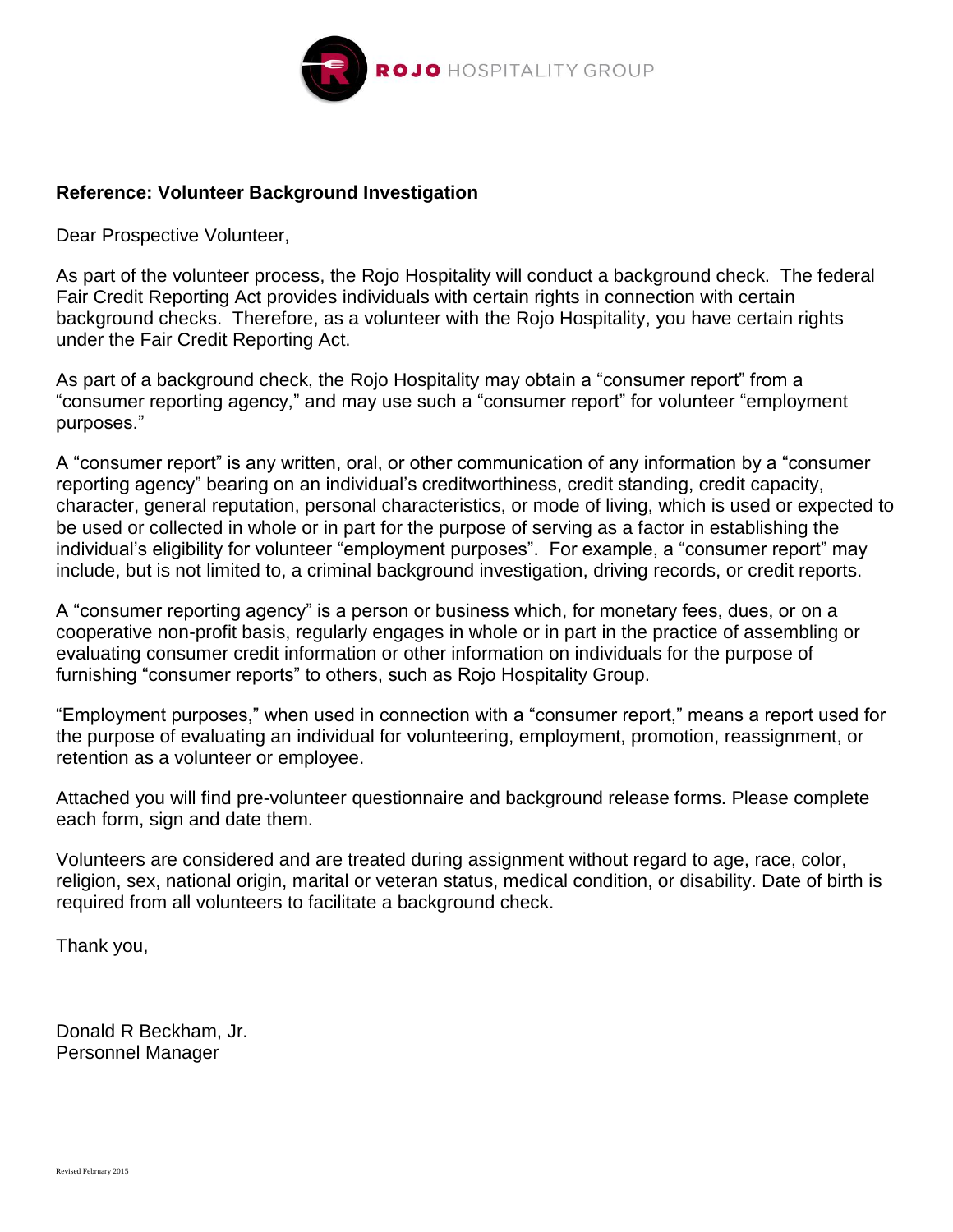ROJO HOSPITALITY GROUP

**Reference: Volunteer Background Investigation**

Dear Prospective Volunteer,

As part of the volunteer process, the Rojo Hospitality will conduct a background check. The federal Fair Credit Reporting Act provides individuals with certain rights in connection with certain background checks. Therefore, as a volunteer with the Rojo Hospitality, you have certain rights under the Fair Credit Reporting Act.

As part of a background check, the Rojo Hospitality may obtain a "consumer report" from a "consumer reporting agency," and may use such a "consumer report" for volunteer "employment purposes."

A "consumer report" is any written, oral, or other communication of any information by a "consumer reporting agency" bearing on an individual's creditworthiness, credit standing, credit capacity, character, general reputation, personal characteristics, or mode of living, which is used or expected to be used or collected in whole or in part for the purpose of serving as a factor in establishing the individual's eligibility for volunteer "employment purposes". For example, a "consumer report" may include, but is not limited to, a criminal background investigation, driving records, or credit reports.

A "consumer reporting agency" is a person or business which, for monetary fees, dues, or on a cooperative non-profit basis, regularly engages in whole or in part in the practice of assembling or evaluating consumer credit information or other information on individuals for the purpose of furnishing "consumer reports" to others, such as Rojo Hospitality Group.

"Employment purposes," when used in connection with a "consumer report," means a report used for the purpose of evaluating an individual for volunteering, employment, promotion, reassignment, or retention as a volunteer or employee.

Attached you will find pre-volunteer questionnaire and background release forms. Please complete each form, sign and date them.

Volunteers are considered and are treated during assignment without regard to age, race, color, religion, sex, national origin, marital or veteran status, medical condition, or disability. Date of birth is required from all volunteers to facilitate a background check.

Thank you,

Donald R Beckham, Jr.
Personnel Manager

Revised February 2015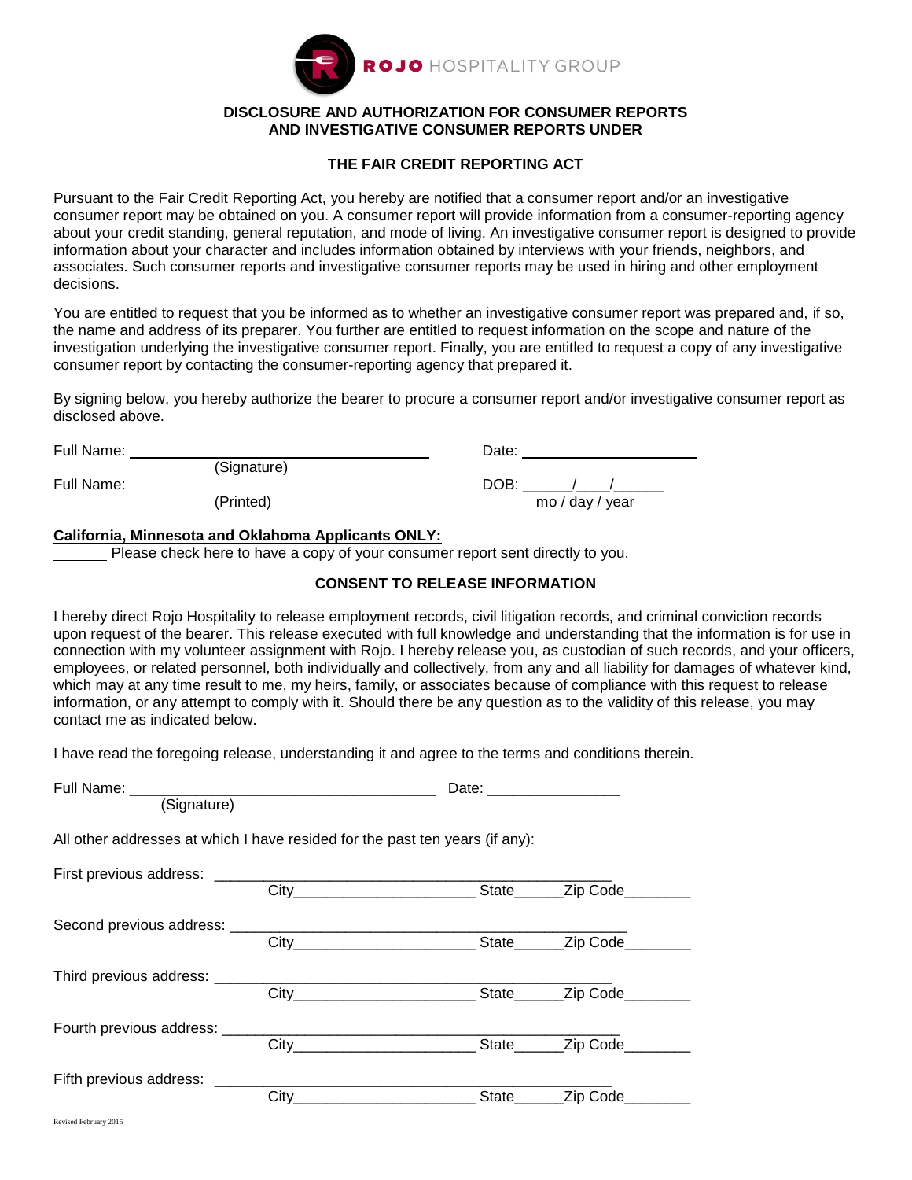ROJO HOSPITALITY GROUP

**DISCLOSURE AND AUTHORIZATION FOR CONSUMER REPORTS AND INVESTIGATIVE CONSUMER REPORTS UNDER**

**THE FAIR CREDIT REPORTING ACT**

Pursuant to the Fair Credit Reporting Act, you hereby are notified that a consumer report and/or an investigative consumer report may be obtained on you. A consumer report will provide information from a consumer-reporting agency about your credit standing, general reputation, and mode of living. An investigative consumer report is designed to provide information about your character and includes information obtained by interviews with your friends, neighbors, and associates. Such consumer reports and investigative consumer reports may be used in hiring and other employment decisions.

You are entitled to request that you be informed as to whether an investigative consumer report was prepared and, if so, the name and address of its preparer. You further are entitled to request information on the scope and nature of the investigation underlying the investigative consumer report. Finally, you are entitled to request a copy of any investigative consumer report by contacting the consumer-reporting agency that prepared it.

By signing below, you hereby authorize the bearer to procure a consumer report and/or investigative consumer report as disclosed above.

Full Name: ______________________________ Date: ______________________
(Signature)

Full Name: ______________________________ DOB: ______/____/______
(Printed) mo / day / year

**California, Minnesota and Oklahoma Applicants ONLY:**

______ Please check here to have a copy of your consumer report sent directly to you.

**CONSENT TO RELEASE INFORMATION**

I hereby direct Rojo Hospitality to release employment records, civil litigation records, and criminal conviction records upon request of the bearer. This release executed with full knowledge and understanding that the information is for use in connection with my volunteer assignment with Rojo. I hereby release you, as custodian of such records, and your officers, employees, or related personnel, both individually and collectively, from any and all liability for damages of whatever kind, which may at any time result to me, my heirs, family, or associates because of compliance with this request to release information, or any attempt to comply with it. Should there be any question as to the validity of this release, you may contact me as indicated below.

I have read the foregoing release, understanding it and agree to the terms and conditions therein.

Full Name: _____________________________________ Date: ________________
(Signature)

All other addresses at which I have resided for the past ten years (if any):

First previous address: ________________________________________________
City_____________________ State______Zip Code________

Second previous address: ________________________________________________
City_____________________ State______Zip Code________

Third previous address: ________________________________________________
City_____________________ State______Zip Code________

Fourth previous address: ________________________________________________
City_____________________ State______Zip Code________

Fifth previous address: ________________________________________________
City_____________________ State______Zip Code________

Revised February 2015